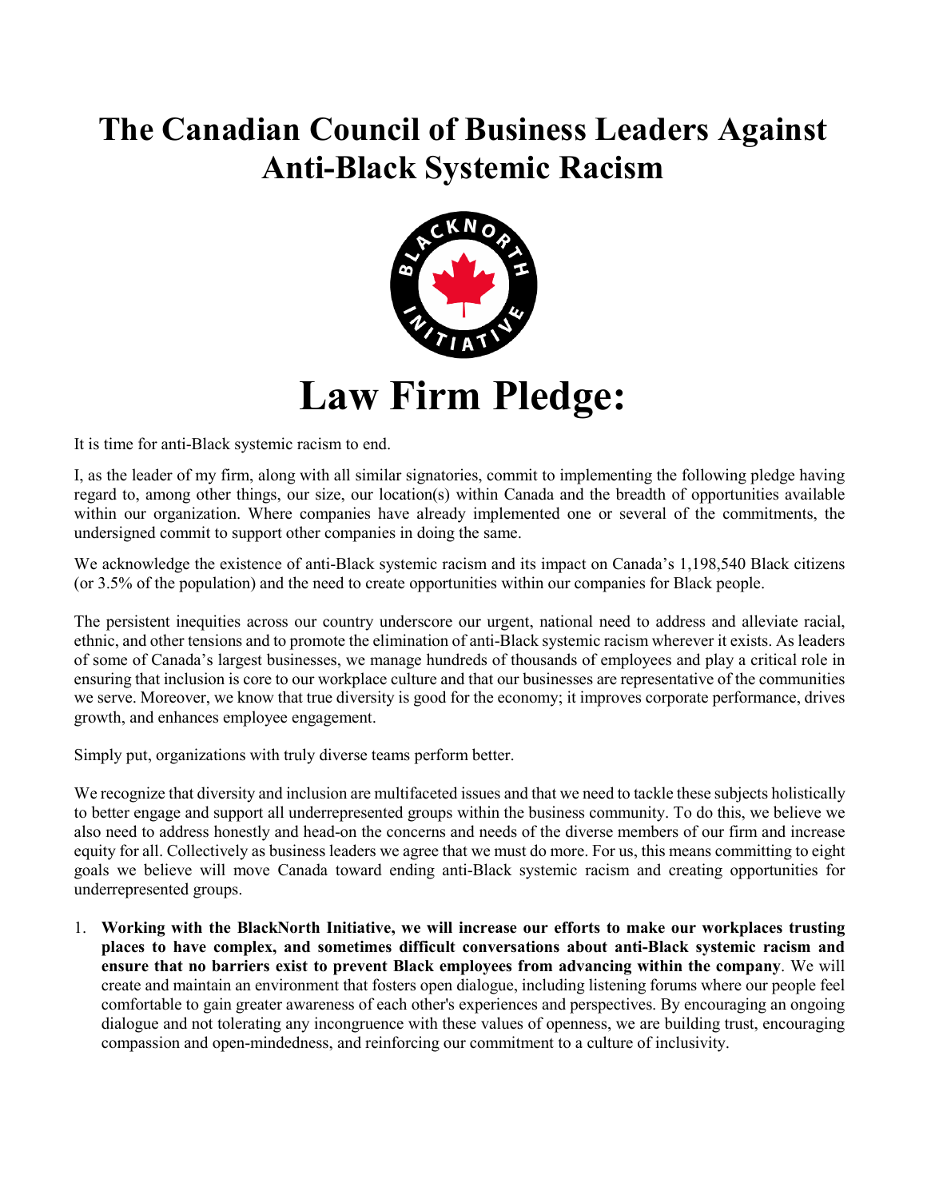# The Canadian Council of Business Leaders Against Anti-Black Systemic Racism

# Law Firm Pledge:

It is time for anti-Black systemic racism to end.

I, as the leader of my firm, along with all similar signatories, commit to implementing the following pledge having regard to, among other things, our size, our location(s) within Canada and the breadth of opportunities available within our organization. Where companies have already implemented one or several of the commitments, the undersigned commit to support other companies in doing the same.

We acknowledge the existence of anti-Black systemic racism and its impact on Canada's 1,198,540 Black citizens (or 3.5% of the population) and the need to create opportunities within our companies for Black people.

The persistent inequities across our country underscore our urgent, national need to address and alleviate racial, ethnic, and other tensions and to promote the elimination of anti-Black systemic racism wherever it exists. As leaders of some of Canada's largest businesses, we manage hundreds of thousands of employees and play a critical role in ensuring that inclusion is core to our workplace culture and that our businesses are representative of the communities we serve. Moreover, we know that true diversity is good for the economy; it improves corporate performance, drives growth, and enhances employee engagement.

Simply put, organizations with truly diverse teams perform better.

We recognize that diversity and inclusion are multifaceted issues and that we need to tackle these subjects holistically to better engage and support all underrepresented groups within the business community. To do this, we believe we also need to address honestly and head-on the concerns and needs of the diverse members of our firm and increase equity for all. Collectively as business leaders we agree that we must do more. For us, this means committing to eight goals we believe will move Canada toward ending anti-Black systemic racism and creating opportunities for underrepresented groups.

1. **Working with the BlackNorth Initiative, we will increase our efforts to make our workplaces trusting places to have complex, and sometimes difficult conversations about anti-Black systemic racism and ensure that no barriers exist to prevent Black employees from advancing within the company**. We will create and maintain an environment that fosters open dialogue, including listening forums where our people feel comfortable to gain greater awareness of each other's experiences and perspectives. By encouraging an ongoing dialogue and not tolerating any incongruence with these values of openness, we are building trust, encouraging compassion and open-mindedness, and reinforcing our commitment to a culture of inclusivity.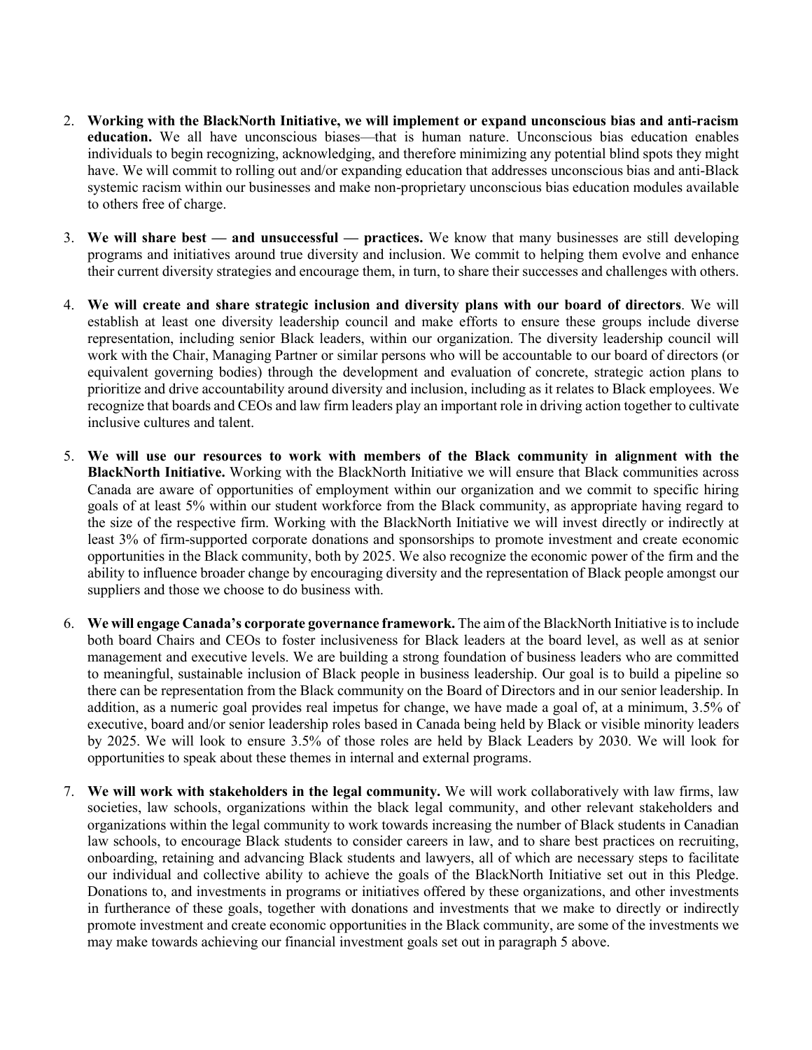2. **Working with the BlackNorth Initiative, we will implement or expand unconscious bias and anti-racism education.** We all have unconscious biases—that is human nature. Unconscious bias education enables individuals to begin recognizing, acknowledging, and therefore minimizing any potential blind spots they might have. We will commit to rolling out and/or expanding education that addresses unconscious bias and anti-Black systemic racism within our businesses and make non-proprietary unconscious bias education modules available to others free of charge.

3. **We will share best — and unsuccessful — practices.** We know that many businesses are still developing programs and initiatives around true diversity and inclusion. We commit to helping them evolve and enhance their current diversity strategies and encourage them, in turn, to share their successes and challenges with others.

4. **We will create and share strategic inclusion and diversity plans with our board of directors**. We will establish at least one diversity leadership council and make efforts to ensure these groups include diverse representation, including senior Black leaders, within our organization. The diversity leadership council will work with the Chair, Managing Partner or similar persons who will be accountable to our board of directors (or equivalent governing bodies) through the development and evaluation of concrete, strategic action plans to prioritize and drive accountability around diversity and inclusion, including as it relates to Black employees. We recognize that boards and CEOs and law firm leaders play an important role in driving action together to cultivate inclusive cultures and talent.

5. **We will use our resources to work with members of the Black community in alignment with the BlackNorth Initiative.** Working with the BlackNorth Initiative we will ensure that Black communities across Canada are aware of opportunities of employment within our organization and we commit to specific hiring goals of at least 5% within our student workforce from the Black community, as appropriate having regard to the size of the respective firm. Working with the BlackNorth Initiative we will invest directly or indirectly at least 3% of firm-supported corporate donations and sponsorships to promote investment and create economic opportunities in the Black community, both by 2025. We also recognize the economic power of the firm and the ability to influence broader change by encouraging diversity and the representation of Black people amongst our suppliers and those we choose to do business with.

6. **We will engage Canada's corporate governance framework.** The aim of the BlackNorth Initiative is to include both board Chairs and CEOs to foster inclusiveness for Black leaders at the board level, as well as at senior management and executive levels. We are building a strong foundation of business leaders who are committed to meaningful, sustainable inclusion of Black people in business leadership. Our goal is to build a pipeline so there can be representation from the Black community on the Board of Directors and in our senior leadership. In addition, as a numeric goal provides real impetus for change, we have made a goal of, at a minimum, 3.5% of executive, board and/or senior leadership roles based in Canada being held by Black or visible minority leaders by 2025. We will look to ensure 3.5% of those roles are held by Black Leaders by 2030. We will look for opportunities to speak about these themes in internal and external programs.

7. **We will work with stakeholders in the legal community.** We will work collaboratively with law firms, law societies, law schools, organizations within the black legal community, and other relevant stakeholders and organizations within the legal community to work towards increasing the number of Black students in Canadian law schools, to encourage Black students to consider careers in law, and to share best practices on recruiting, onboarding, retaining and advancing Black students and lawyers, all of which are necessary steps to facilitate our individual and collective ability to achieve the goals of the BlackNorth Initiative set out in this Pledge. Donations to, and investments in programs or initiatives offered by these organizations, and other investments in furtherance of these goals, together with donations and investments that we make to directly or indirectly promote investment and create economic opportunities in the Black community, are some of the investments we may make towards achieving our financial investment goals set out in paragraph 5 above.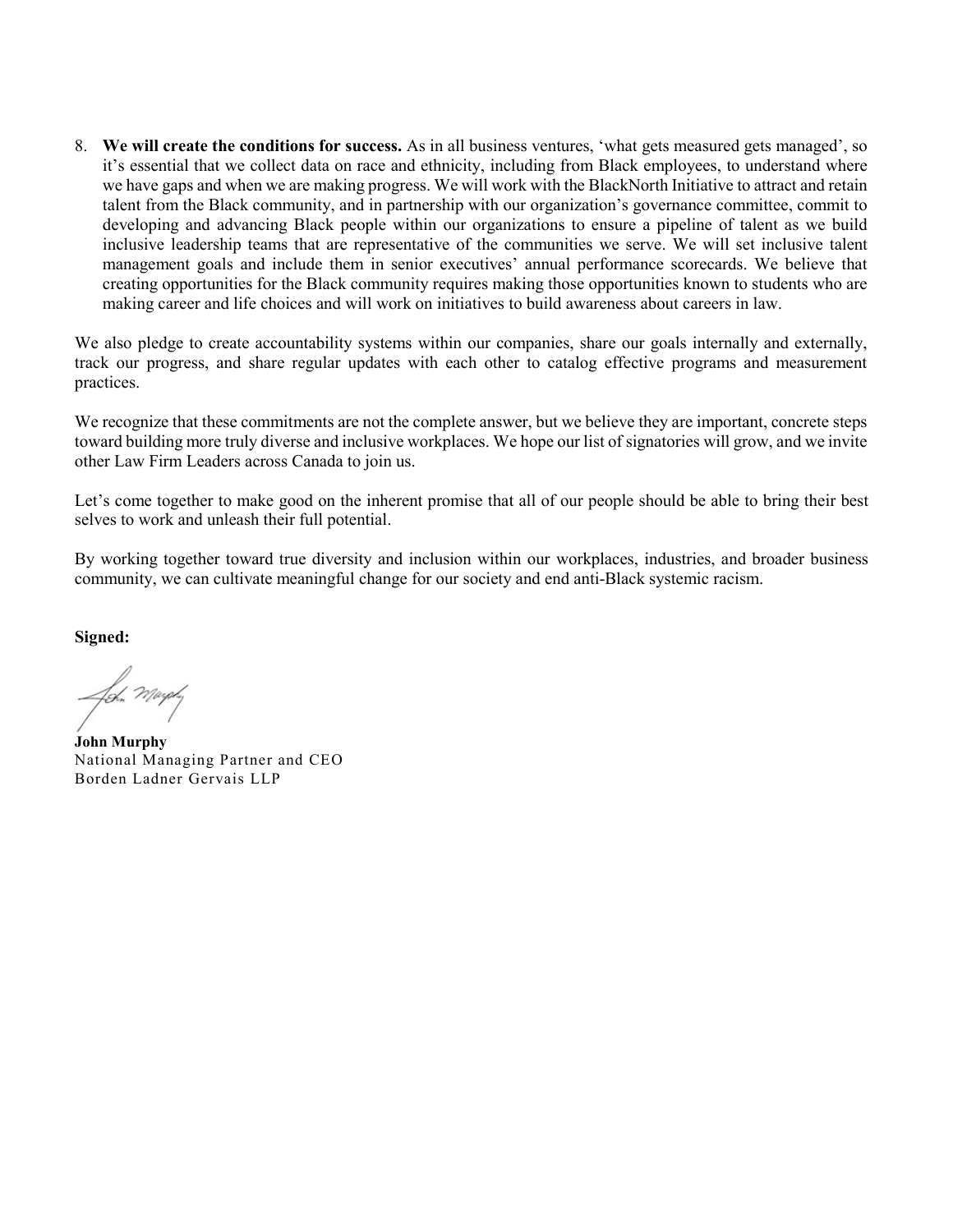8. **We will create the conditions for success.** As in all business ventures, 'what gets measured gets managed', so it's essential that we collect data on race and ethnicity, including from Black employees, to understand where we have gaps and when we are making progress. We will work with the BlackNorth Initiative to attract and retain talent from the Black community, and in partnership with our organization's governance committee, commit to developing and advancing Black people within our organizations to ensure a pipeline of talent as we build inclusive leadership teams that are representative of the communities we serve. We will set inclusive talent management goals and include them in senior executives' annual performance scorecards. We believe that creating opportunities for the Black community requires making those opportunities known to students who are making career and life choices and will work on initiatives to build awareness about careers in law.

We also pledge to create accountability systems within our companies, share our goals internally and externally, track our progress, and share regular updates with each other to catalog effective programs and measurement practices.

We recognize that these commitments are not the complete answer, but we believe they are important, concrete steps toward building more truly diverse and inclusive workplaces. We hope our list of signatories will grow, and we invite other Law Firm Leaders across Canada to join us.

Let's come together to make good on the inherent promise that all of our people should be able to bring their best selves to work and unleash their full potential.

By working together toward true diversity and inclusion within our workplaces, industries, and broader business community, we can cultivate meaningful change for our society and end anti-Black systemic racism.

**Signed:**

**John Murphy**
National Managing Partner and CEO
Borden Ladner Gervais LLP